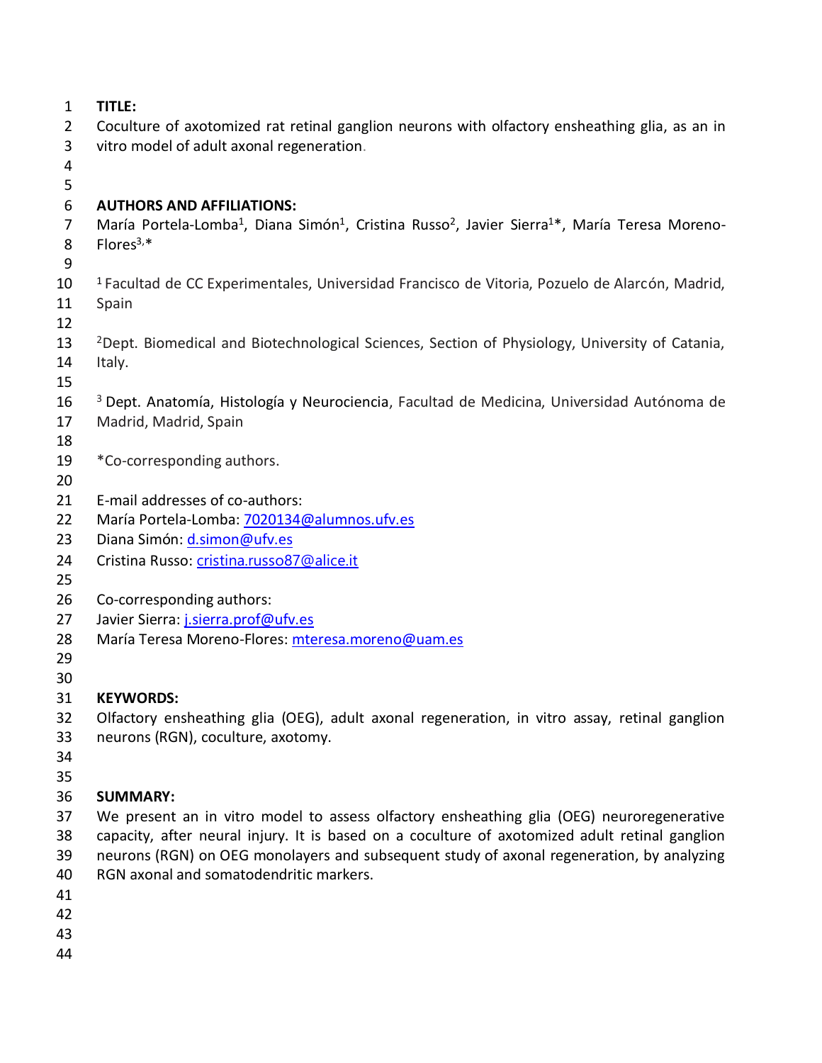**TITLE:**

Coculture of axotomized rat retinal ganglion neurons with olfactory ensheathing glia, as an in vitro model of adult axonal regeneration.

**AUTHORS AND AFFILIATIONS:**

María Portela-Lomba[1], Diana Simón[1], Cristina Russo[2], Javier Sierra[1]*, María Teresa Moreno-Flores[3,]*

[1] Facultad de CC Experimentales, Universidad Francisco de Vitoria, Pozuelo de Alarcón, Madrid, Spain

[2]Dept. Biomedical and Biotechnological Sciences, Section of Physiology, University of Catania, Italy.

[3] Dept. Anatomía, Histología y Neurociencia, Facultad de Medicina, Universidad Autónoma de Madrid, Madrid, Spain

*Co-corresponding authors.

E-mail addresses of co-authors:
María Portela-Lomba: 7020134@alumnos.ufv.es
Diana Simón: d.simon@ufv.es
Cristina Russo: cristina.russo87@alice.it

Co-corresponding authors:
Javier Sierra: j.sierra.prof@ufv.es
María Teresa Moreno-Flores: mteresa.moreno@uam.es

**KEYWORDS:**

Olfactory ensheathing glia (OEG), adult axonal regeneration, in vitro assay, retinal ganglion neurons (RGN), coculture, axotomy.

**SUMMARY:**

We present an in vitro model to assess olfactory ensheathing glia (OEG) neuroregenerative capacity, after neural injury. It is based on a coculture of axotomized adult retinal ganglion neurons (RGN) on OEG monolayers and subsequent study of axonal regeneration, by analyzing RGN axonal and somatodendritic markers.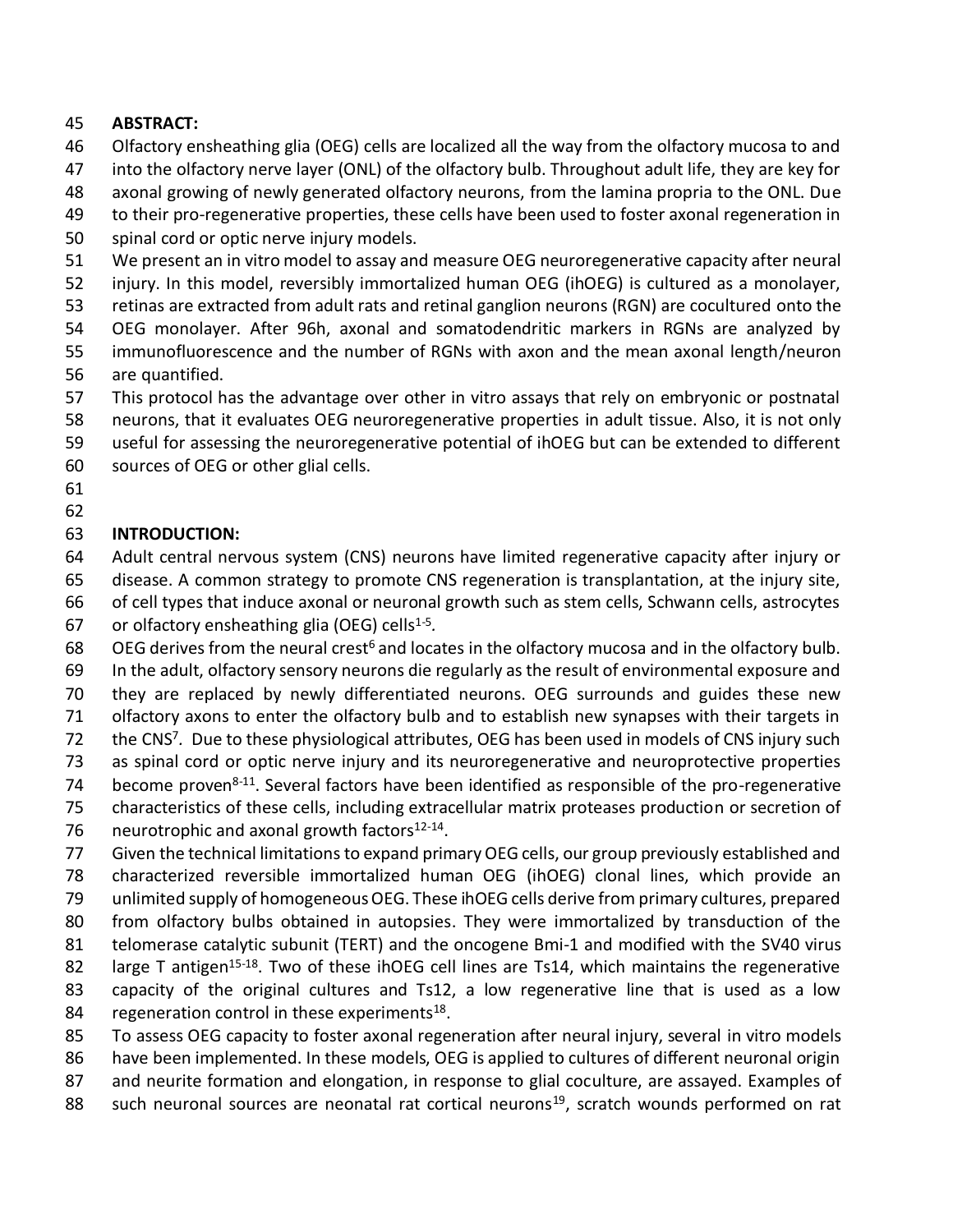## ABSTRACT:

Olfactory ensheathing glia (OEG) cells are localized all the way from the olfactory mucosa to and into the olfactory nerve layer (ONL) of the olfactory bulb. Throughout adult life, they are key for axonal growing of newly generated olfactory neurons, from the lamina propria to the ONL. Due to their pro-regenerative properties, these cells have been used to foster axonal regeneration in spinal cord or optic nerve injury models.

We present an in vitro model to assay and measure OEG neuroregenerative capacity after neural injury. In this model, reversibly immortalized human OEG (ihOEG) is cultured as a monolayer, retinas are extracted from adult rats and retinal ganglion neurons (RGN) are cocultured onto the OEG monolayer. After 96h, axonal and somatodendritic markers in RGNs are analyzed by immunofluorescence and the number of RGNs with axon and the mean axonal length/neuron are quantified.

This protocol has the advantage over other in vitro assays that rely on embryonic or postnatal neurons, that it evaluates OEG neuroregenerative properties in adult tissue. Also, it is not only useful for assessing the neuroregenerative potential of ihOEG but can be extended to different sources of OEG or other glial cells.

## INTRODUCTION:

Adult central nervous system (CNS) neurons have limited regenerative capacity after injury or disease. A common strategy to promote CNS regeneration is transplantation, at the injury site, of cell types that induce axonal or neuronal growth such as stem cells, Schwann cells, astrocytes or olfactory ensheathing glia (OEG) cells[1-5].

OEG derives from the neural crest[6] and locates in the olfactory mucosa and in the olfactory bulb. In the adult, olfactory sensory neurons die regularly as the result of environmental exposure and they are replaced by newly differentiated neurons. OEG surrounds and guides these new olfactory axons to enter the olfactory bulb and to establish new synapses with their targets in the CNS[7]. Due to these physiological attributes, OEG has been used in models of CNS injury such as spinal cord or optic nerve injury and its neuroregenerative and neuroprotective properties become proven[8-11]. Several factors have been identified as responsible of the pro-regenerative characteristics of these cells, including extracellular matrix proteases production or secretion of neurotrophic and axonal growth factors[12-14].

Given the technical limitations to expand primary OEG cells, our group previously established and characterized reversible immortalized human OEG (ihOEG) clonal lines, which provide an unlimited supply of homogeneous OEG. These ihOEG cells derive from primary cultures, prepared from olfactory bulbs obtained in autopsies. They were immortalized by transduction of the telomerase catalytic subunit (TERT) and the oncogene Bmi-1 and modified with the SV40 virus large T antigen[15-18]. Two of these ihOEG cell lines are Ts14, which maintains the regenerative capacity of the original cultures and Ts12, a low regenerative line that is used as a low regeneration control in these experiments[18].

To assess OEG capacity to foster axonal regeneration after neural injury, several in vitro models have been implemented. In these models, OEG is applied to cultures of different neuronal origin and neurite formation and elongation, in response to glial coculture, are assayed. Examples of such neuronal sources are neonatal rat cortical neurons[19], scratch wounds performed on rat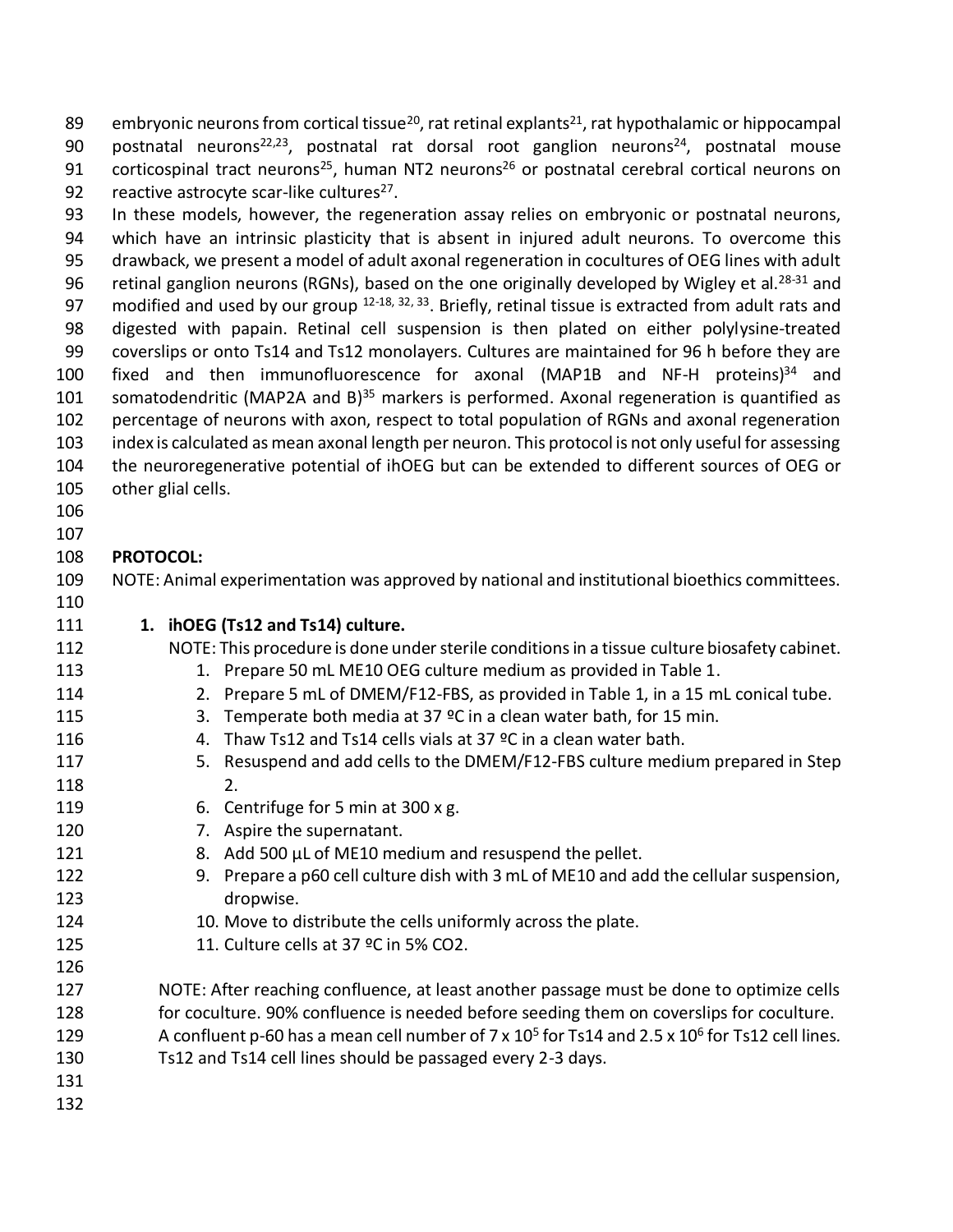embryonic neurons from cortical tissue[20], rat retinal explants[21], rat hypothalamic or hippocampal postnatal neurons[22,23], postnatal rat dorsal root ganglion neurons[24], postnatal mouse corticospinal tract neurons[25], human NT2 neurons[26] or postnatal cerebral cortical neurons on reactive astrocyte scar-like cultures[27].

In these models, however, the regeneration assay relies on embryonic or postnatal neurons, which have an intrinsic plasticity that is absent in injured adult neurons. To overcome this drawback, we present a model of adult axonal regeneration in cocultures of OEG lines with adult retinal ganglion neurons (RGNs), based on the one originally developed by Wigley et al.[28-31] and modified and used by our group [12-18, 32, 33]. Briefly, retinal tissue is extracted from adult rats and digested with papain. Retinal cell suspension is then plated on either polylysine-treated coverslips or onto Ts14 and Ts12 monolayers. Cultures are maintained for 96 h before they are fixed and then immunofluorescence for axonal (MAP1B and NF-H proteins)[34] and somatodendritic (MAP2A and B)[35] markers is performed. Axonal regeneration is quantified as percentage of neurons with axon, respect to total population of RGNs and axonal regeneration index is calculated as mean axonal length per neuron. This protocol is not only useful for assessing the neuroregenerative potential of ihOEG but can be extended to different sources of OEG or other glial cells.

## PROTOCOL:

NOTE: Animal experimentation was approved by national and institutional bioethics committees.

### 1. ihOEG (Ts12 and Ts14) culture.

NOTE: This procedure is done under sterile conditions in a tissue culture biosafety cabinet.

1. Prepare 50 mL ME10 OEG culture medium as provided in Table 1.
2. Prepare 5 mL of DMEM/F12-FBS, as provided in Table 1, in a 15 mL conical tube.
3. Temperate both media at 37 ºC in a clean water bath, for 15 min.
4. Thaw Ts12 and Ts14 cells vials at 37 ºC in a clean water bath.
5. Resuspend and add cells to the DMEM/F12-FBS culture medium prepared in Step 2.
6. Centrifuge for 5 min at 300 x g.
7. Aspire the supernatant.
8. Add 500 µL of ME10 medium and resuspend the pellet.
9. Prepare a p60 cell culture dish with 3 mL of ME10 and add the cellular suspension, dropwise.
10. Move to distribute the cells uniformly across the plate.
11. Culture cells at 37 ºC in 5% $CO_2$.

NOTE: After reaching confluence, at least another passage must be done to optimize cells for coculture. 90% confluence is needed before seeding them on coverslips for coculture. A confluent p-60 has a mean cell number of $7 \times 10^5$ for Ts14 and $2.5 \times 10^6$ for Ts12 cell lines. Ts12 and Ts14 cell lines should be passaged every 2-3 days.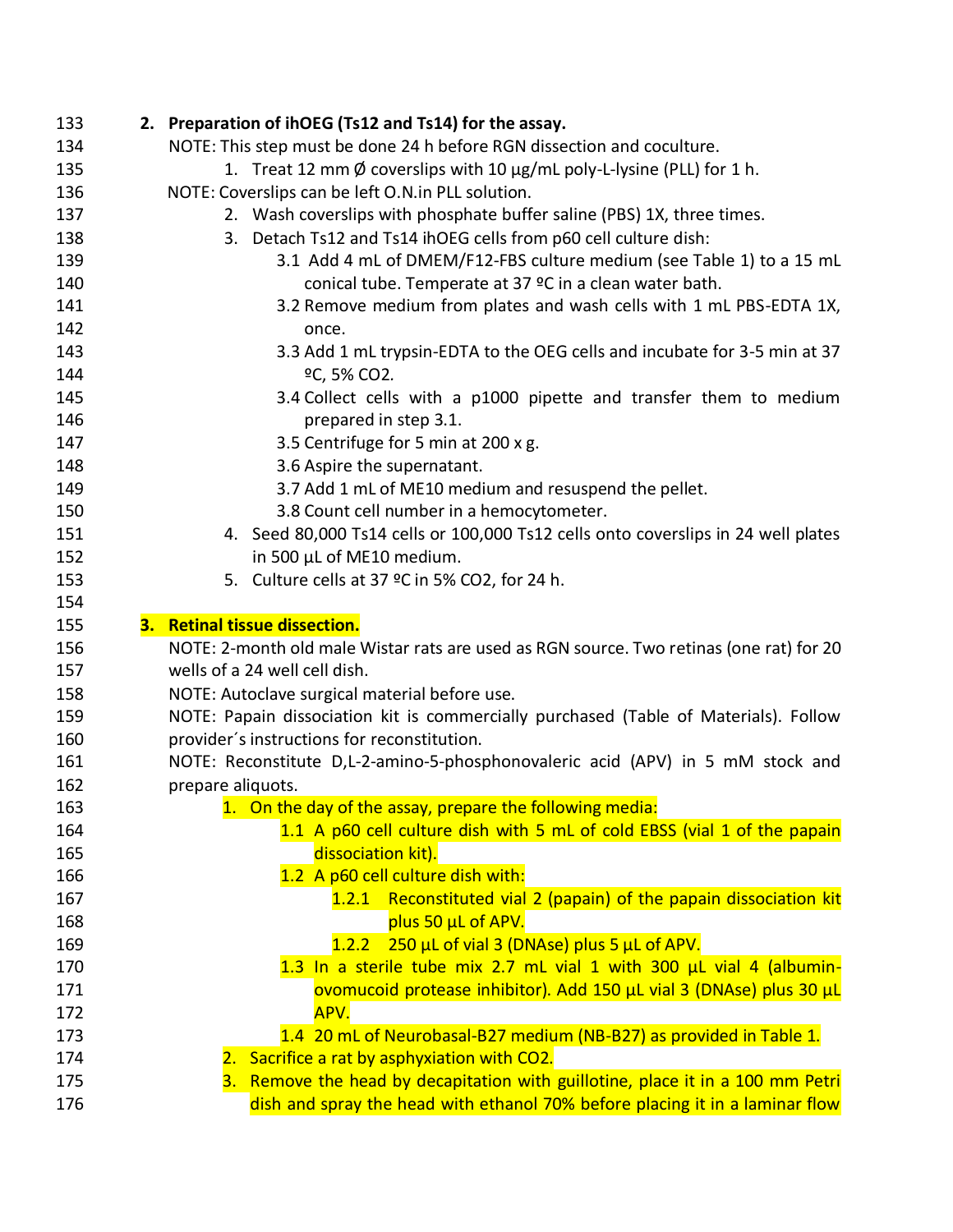2. **Preparation of ihOEG (Ts12 and Ts14) for the assay.**

   NOTE: This step must be done 24 h before RGN dissection and coculture.

   1. Treat 12 mm Ø coverslips with 10 µg/mL poly-L-lysine (PLL) for 1 h.

   NOTE: Coverslips can be left O.N.in PLL solution.

   2. Wash coverslips with phosphate buffer saline (PBS) 1X, three times.
   3. Detach Ts12 and Ts14 ihOEG cells from p60 cell culture dish:
      - 3.1 Add 4 mL of DMEM/F12-FBS culture medium (see Table 1) to a 15 mL conical tube. Temperate at 37 ºC in a clean water bath.
      - 3.2 Remove medium from plates and wash cells with 1 mL PBS-EDTA 1X, once.
      - 3.3 Add 1 mL trypsin-EDTA to the OEG cells and incubate for 3-5 min at 37 ºC, 5% $CO_2$.
      - 3.4 Collect cells with a p1000 pipette and transfer them to medium prepared in step 3.1.
      - 3.5 Centrifuge for 5 min at 200 x g.
      - 3.6 Aspire the supernatant.
      - 3.7 Add 1 mL of ME10 medium and resuspend the pellet.
      - 3.8 Count cell number in a hemocytometer.
   4. Seed 80,000 Ts14 cells or 100,000 Ts12 cells onto coverslips in 24 well plates in 500 µL of ME10 medium.
   5. Culture cells at 37 ºC in 5% $CO_2$, for 24 h.

3. **Retinal tissue dissection.**

   NOTE: 2-month old male Wistar rats are used as RGN source. Two retinas (one rat) for 20 wells of a 24 well cell dish.

   NOTE: Autoclave surgical material before use.

   NOTE: Papain dissociation kit is commercially purchased (Table of Materials). Follow provider´s instructions for reconstitution.

   NOTE: Reconstitute D,L-2-amino-5-phosphonovaleric acid (APV) in 5 mM stock and prepare aliquots.

   1. On the day of the assay, prepare the following media:
      - 1.1 A p60 cell culture dish with 5 mL of cold EBSS (vial 1 of the papain dissociation kit).
      - 1.2 A p60 cell culture dish with:
        - 1.2.1 Reconstituted vial 2 (papain) of the papain dissociation kit plus 50 µL of APV.
        - 1.2.2 250 µL of vial 3 (DNAse) plus 5 µL of APV.
      - 1.3 In a sterile tube mix 2.7 mL vial 1 with 300 µL vial 4 (albumin-ovomucoid protease inhibitor). Add 150 µL vial 3 (DNAse) plus 30 µL APV.
      - 1.4 20 mL of Neurobasal-B27 medium (NB-B27) as provided in Table 1.
   2. Sacrifice a rat by asphyxiation with $CO_2$.
   3. Remove the head by decapitation with guillotine, place it in a 100 mm Petri dish and spray the head with ethanol 70% before placing it in a laminar flow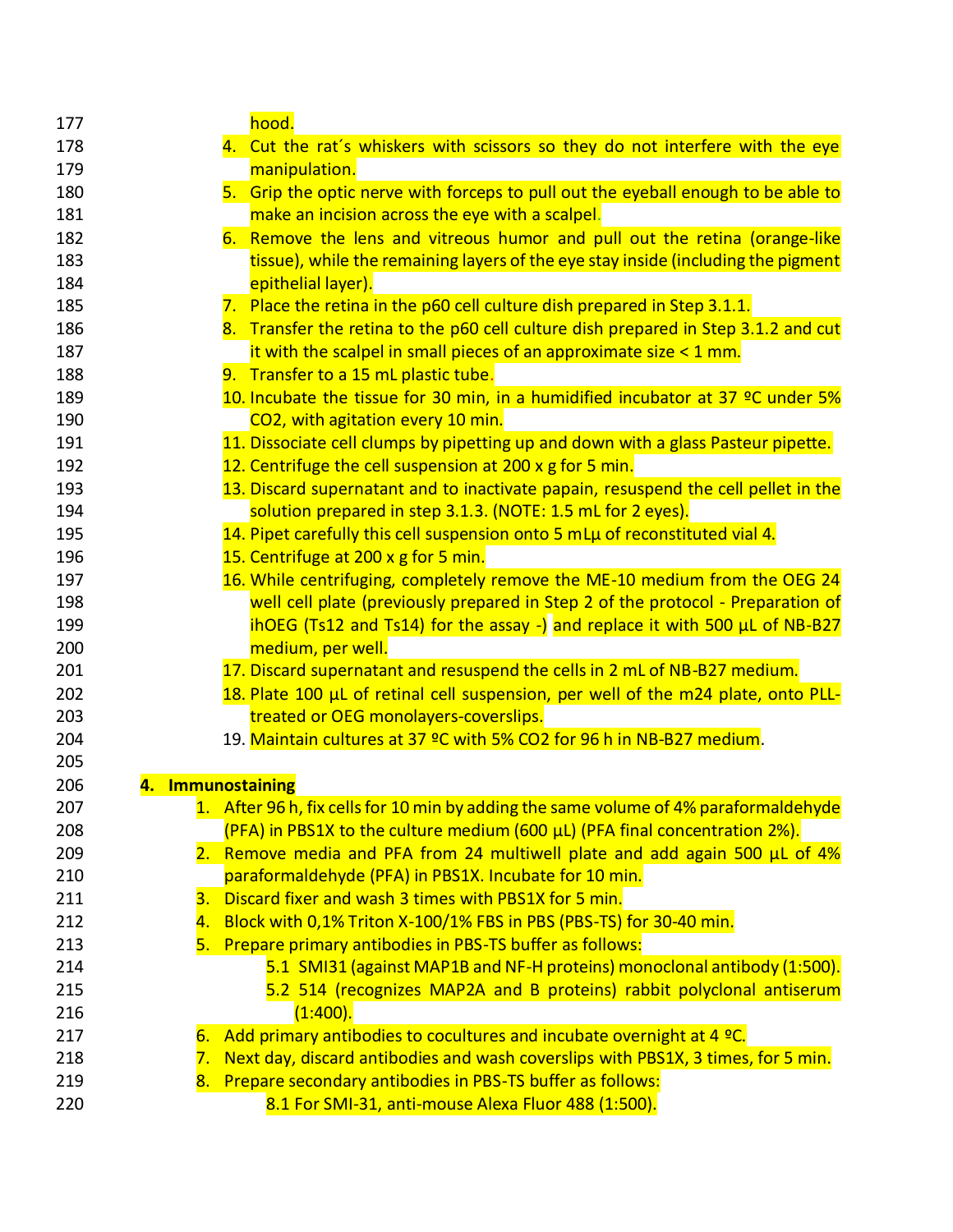hood.

4. Cut the rat´s whiskers with scissors so they do not interfere with the eye manipulation.
5. Grip the optic nerve with forceps to pull out the eyeball enough to be able to make an incision across the eye with a scalpel.
6. Remove the lens and vitreous humor and pull out the retina (orange-like tissue), while the remaining layers of the eye stay inside (including the pigment epithelial layer).
7. Place the retina in the p60 cell culture dish prepared in Step 3.1.1.
8. Transfer the retina to the p60 cell culture dish prepared in Step 3.1.2 and cut it with the scalpel in small pieces of an approximate size < 1 mm.
9. Transfer to a 15 mL plastic tube.
10. Incubate the tissue for 30 min, in a humidified incubator at 37 ºC under 5% $CO_2$, with agitation every 10 min.
11. Dissociate cell clumps by pipetting up and down with a glass Pasteur pipette.
12. Centrifuge the cell suspension at 200 x g for 5 min.
13. Discard supernatant and to inactivate papain, resuspend the cell pellet in the solution prepared in step 3.1.3. (NOTE: 1.5 mL for 2 eyes).
14. Pipet carefully this cell suspension onto 5 mLµ of reconstituted vial 4.
15. Centrifuge at 200 x g for 5 min.
16. While centrifuging, completely remove the ME-10 medium from the OEG 24 well cell plate (previously prepared in Step 2 of the protocol - Preparation of ihOEG (Ts12 and Ts14) for the assay -) and replace it with 500 µL of NB-B27 medium, per well.
17. Discard supernatant and resuspend the cells in 2 mL of NB-B27 medium.
18. Plate 100 µL of retinal cell suspension, per well of the m24 plate, onto PLL-treated or OEG monolayers-coverslips.
19. Maintain cultures at 37 ºC with 5% $CO_2$ for 96 h in NB-B27 medium.

## 4. Immunostaining

1. After 96 h, fix cells for 10 min by adding the same volume of 4% paraformaldehyde (PFA) in PBS1X to the culture medium (600 µL) (PFA final concentration 2%).
2. Remove media and PFA from 24 multiwell plate and add again 500 µL of 4% paraformaldehyde (PFA) in PBS1X. Incubate for 10 min.
3. Discard fixer and wash 3 times with PBS1X for 5 min.
4. Block with 0,1% Triton X-100/1% FBS in PBS (PBS-TS) for 30-40 min.
5. Prepare primary antibodies in PBS-TS buffer as follows:
   - 5.1 SMI31 (against MAP1B and NF-H proteins) monoclonal antibody (1:500).
   - 5.2 514 (recognizes MAP2A and B proteins) rabbit polyclonal antiserum (1:400).
6. Add primary antibodies to cocultures and incubate overnight at 4 ºC.
7. Next day, discard antibodies and wash coverslips with PBS1X, 3 times, for 5 min.
8. Prepare secondary antibodies in PBS-TS buffer as follows:
   - 8.1 For SMI-31, anti-mouse Alexa Fluor 488 (1:500).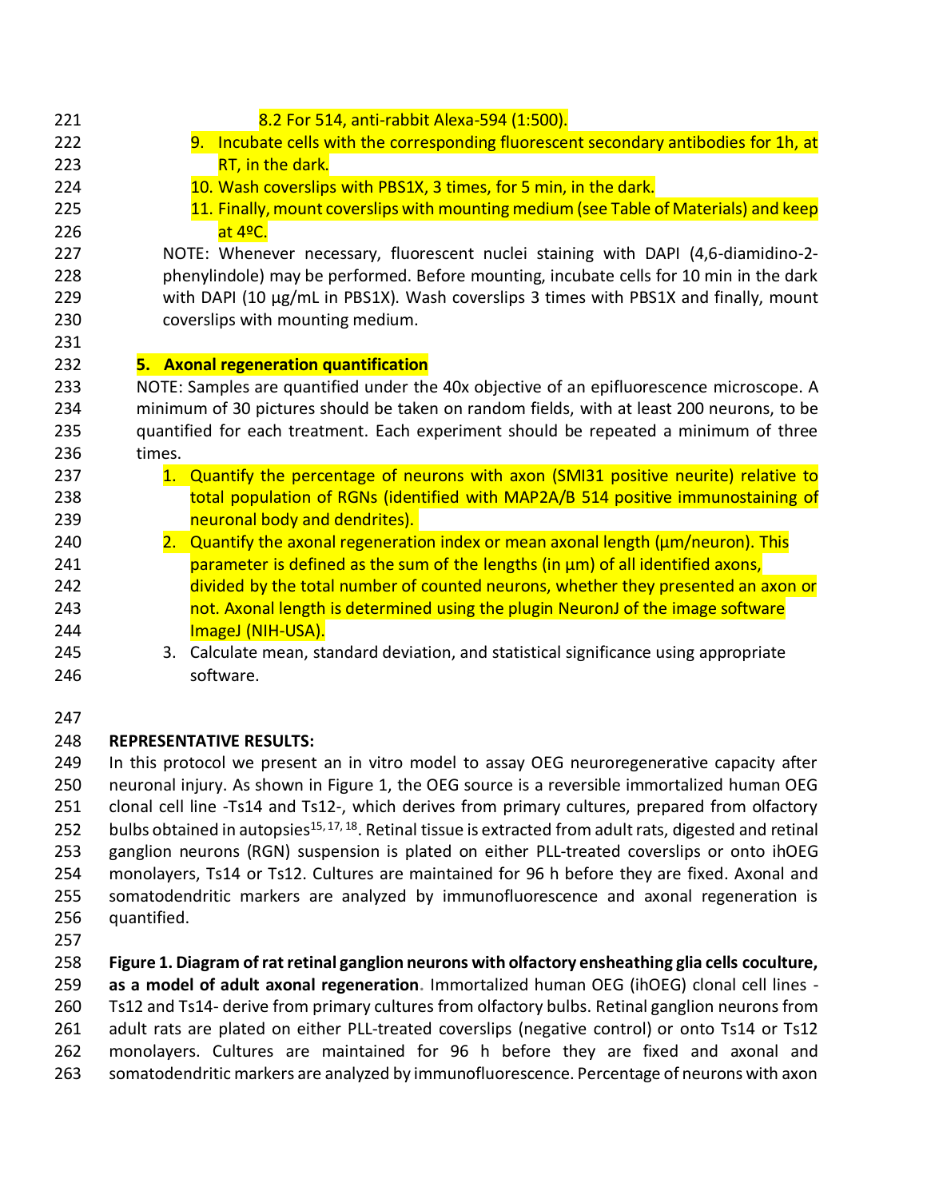8.2 For 514, anti-rabbit Alexa-594 (1:500).

9. Incubate cells with the corresponding fluorescent secondary antibodies for 1h, at RT, in the dark.
10. Wash coverslips with PBS1X, 3 times, for 5 min, in the dark.
11. Finally, mount coverslips with mounting medium (see Table of Materials) and keep at 4ºC.

NOTE: Whenever necessary, fluorescent nuclei staining with DAPI (4,6-diamidino-2-phenylindole) may be performed. Before mounting, incubate cells for 10 min in the dark with DAPI (10 µg/mL in PBS1X). Wash coverslips 3 times with PBS1X and finally, mount coverslips with mounting medium.

## 5. Axonal regeneration quantification

NOTE: Samples are quantified under the 40x objective of an epifluorescence microscope. A minimum of 30 pictures should be taken on random fields, with at least 200 neurons, to be quantified for each treatment. Each experiment should be repeated a minimum of three times.

1. Quantify the percentage of neurons with axon (SMI31 positive neurite) relative to total population of RGNs (identified with MAP2A/B 514 positive immunostaining of neuronal body and dendrites).
2. Quantify the axonal regeneration index or mean axonal length (µm/neuron). This parameter is defined as the sum of the lengths (in µm) of all identified axons, divided by the total number of counted neurons, whether they presented an axon or not. Axonal length is determined using the plugin NeuronJ of the image software ImageJ (NIH-USA).
3. Calculate mean, standard deviation, and statistical significance using appropriate software.

## REPRESENTATIVE RESULTS:

In this protocol we present an in vitro model to assay OEG neuroregenerative capacity after neuronal injury. As shown in Figure 1, the OEG source is a reversible immortalized human OEG clonal cell line -Ts14 and Ts12-, which derives from primary cultures, prepared from olfactory bulbs obtained in autopsies[15, 17, 18]. Retinal tissue is extracted from adult rats, digested and retinal ganglion neurons (RGN) suspension is plated on either PLL-treated coverslips or onto ihOEG monolayers, Ts14 or Ts12. Cultures are maintained for 96 h before they are fixed. Axonal and somatodendritic markers are analyzed by immunofluorescence and axonal regeneration is quantified.

**Figure 1. Diagram of rat retinal ganglion neurons with olfactory ensheathing glia cells coculture, as a model of adult axonal regeneration.** Immortalized human OEG (ihOEG) clonal cell lines -Ts12 and Ts14- derive from primary cultures from olfactory bulbs. Retinal ganglion neurons from adult rats are plated on either PLL-treated coverslips (negative control) or onto Ts14 or Ts12 monolayers. Cultures are maintained for 96 h before they are fixed and axonal and somatodendritic markers are analyzed by immunofluorescence. Percentage of neurons with axon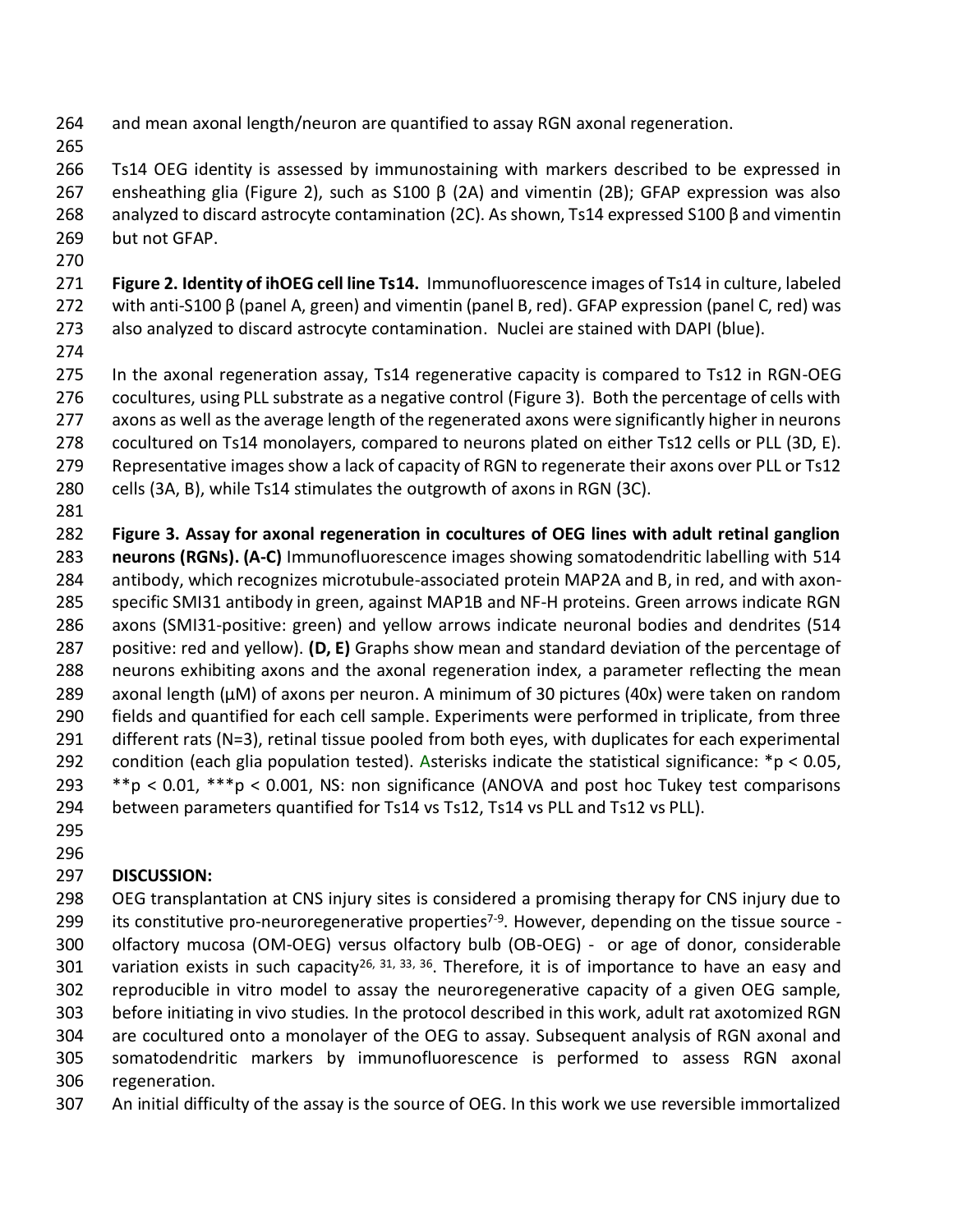and mean axonal length/neuron are quantified to assay RGN axonal regeneration.

Ts14 OEG identity is assessed by immunostaining with markers described to be expressed in ensheathing glia (Figure 2), such as S100 β (2A) and vimentin (2B); GFAP expression was also analyzed to discard astrocyte contamination (2C). As shown, Ts14 expressed S100 β and vimentin but not GFAP.

**Figure 2. Identity of ihOEG cell line Ts14.** Immunofluorescence images of Ts14 in culture, labeled with anti-S100 β (panel A, green) and vimentin (panel B, red). GFAP expression (panel C, red) was also analyzed to discard astrocyte contamination. Nuclei are stained with DAPI (blue).

In the axonal regeneration assay, Ts14 regenerative capacity is compared to Ts12 in RGN-OEG cocultures, using PLL substrate as a negative control (Figure 3). Both the percentage of cells with axons as well as the average length of the regenerated axons were significantly higher in neurons cocultured on Ts14 monolayers, compared to neurons plated on either Ts12 cells or PLL (3D, E). Representative images show a lack of capacity of RGN to regenerate their axons over PLL or Ts12 cells (3A, B), while Ts14 stimulates the outgrowth of axons in RGN (3C).

**Figure 3. Assay for axonal regeneration in cocultures of OEG lines with adult retinal ganglion neurons (RGNs). (A-C)** Immunofluorescence images showing somatodendritic labelling with 514 antibody, which recognizes microtubule-associated protein MAP2A and B, in red, and with axon-specific SMI31 antibody in green, against MAP1B and NF-H proteins. Green arrows indicate RGN axons (SMI31-positive: green) and yellow arrows indicate neuronal bodies and dendrites (514 positive: red and yellow). **(D, E)** Graphs show mean and standard deviation of the percentage of neurons exhibiting axons and the axonal regeneration index, a parameter reflecting the mean axonal length (µM) of axons per neuron. A minimum of 30 pictures (40x) were taken on random fields and quantified for each cell sample. Experiments were performed in triplicate, from three different rats (N=3), retinal tissue pooled from both eyes, with duplicates for each experimental condition (each glia population tested). Asterisks indicate the statistical significance: *$p < 0.05$, **$p < 0.01$, ***$p < 0.001$, NS: non significance (ANOVA and post hoc Tukey test comparisons between parameters quantified for Ts14 vs Ts12, Ts14 vs PLL and Ts12 vs PLL).

## DISCUSSION:

OEG transplantation at CNS injury sites is considered a promising therapy for CNS injury due to its constitutive pro-neuroregenerative properties[7-9]. However, depending on the tissue source - olfactory mucosa (OM-OEG) versus olfactory bulb (OB-OEG) - or age of donor, considerable variation exists in such capacity[26, 31, 33, 36]. Therefore, it is of importance to have an easy and reproducible in vitro model to assay the neuroregenerative capacity of a given OEG sample, before initiating in vivo studies. In the protocol described in this work, adult rat axotomized RGN are cocultured onto a monolayer of the OEG to assay. Subsequent analysis of RGN axonal and somatodendritic markers by immunofluorescence is performed to assess RGN axonal regeneration.

An initial difficulty of the assay is the source of OEG. In this work we use reversible immortalized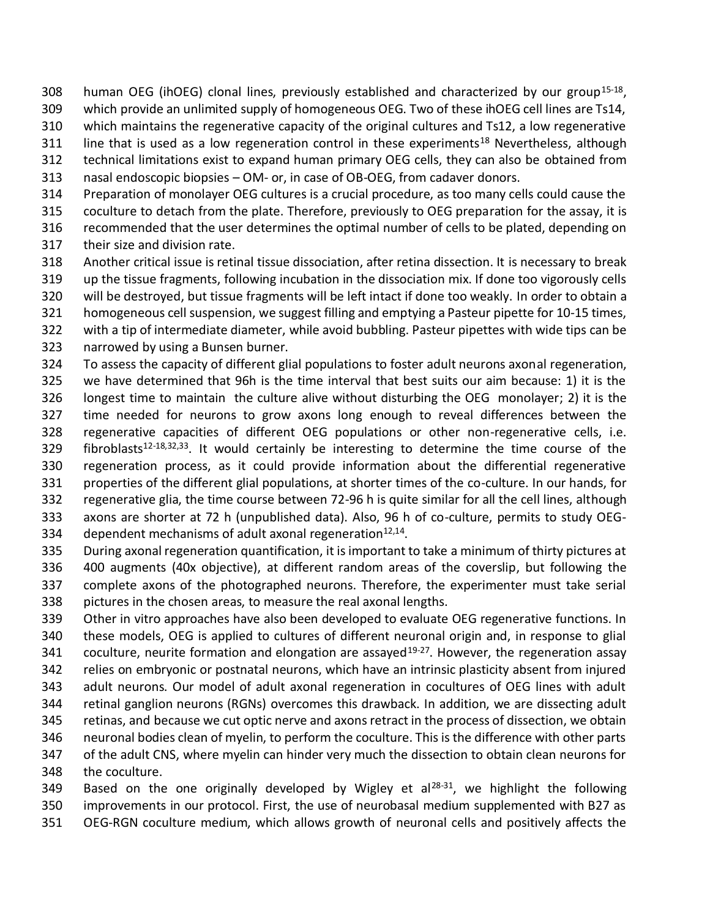human OEG (ihOEG) clonal lines, previously established and characterized by our group[15-18], which provide an unlimited supply of homogeneous OEG. Two of these ihOEG cell lines are Ts14, which maintains the regenerative capacity of the original cultures and Ts12, a low regenerative line that is used as a low regeneration control in these experiments[18] Nevertheless, although technical limitations exist to expand human primary OEG cells, they can also be obtained from nasal endoscopic biopsies – OM- or, in case of OB-OEG, from cadaver donors.

Preparation of monolayer OEG cultures is a crucial procedure, as too many cells could cause the coculture to detach from the plate. Therefore, previously to OEG preparation for the assay, it is recommended that the user determines the optimal number of cells to be plated, depending on their size and division rate.

Another critical issue is retinal tissue dissociation, after retina dissection. It is necessary to break up the tissue fragments, following incubation in the dissociation mix. If done too vigorously cells will be destroyed, but tissue fragments will be left intact if done too weakly. In order to obtain a homogeneous cell suspension, we suggest filling and emptying a Pasteur pipette for 10-15 times, with a tip of intermediate diameter, while avoid bubbling. Pasteur pipettes with wide tips can be narrowed by using a Bunsen burner.

To assess the capacity of different glial populations to foster adult neurons axonal regeneration, we have determined that 96h is the time interval that best suits our aim because: 1) it is the longest time to maintain the culture alive without disturbing the OEG monolayer; 2) it is the time needed for neurons to grow axons long enough to reveal differences between the regenerative capacities of different OEG populations or other non-regenerative cells, i.e. fibroblasts[12-18,32,33]. It would certainly be interesting to determine the time course of the regeneration process, as it could provide information about the differential regenerative properties of the different glial populations, at shorter times of the co-culture. In our hands, for regenerative glia, the time course between 72-96 h is quite similar for all the cell lines, although axons are shorter at 72 h (unpublished data). Also, 96 h of co-culture, permits to study OEG-dependent mechanisms of adult axonal regeneration[12,14].

During axonal regeneration quantification, it is important to take a minimum of thirty pictures at 400 augments (40x objective), at different random areas of the coverslip, but following the complete axons of the photographed neurons. Therefore, the experimenter must take serial pictures in the chosen areas, to measure the real axonal lengths.

Other in vitro approaches have also been developed to evaluate OEG regenerative functions. In these models, OEG is applied to cultures of different neuronal origin and, in response to glial coculture, neurite formation and elongation are assayed[19-27]. However, the regeneration assay relies on embryonic or postnatal neurons, which have an intrinsic plasticity absent from injured adult neurons. Our model of adult axonal regeneration in cocultures of OEG lines with adult retinal ganglion neurons (RGNs) overcomes this drawback. In addition, we are dissecting adult retinas, and because we cut optic nerve and axons retract in the process of dissection, we obtain neuronal bodies clean of myelin, to perform the coculture. This is the difference with other parts of the adult CNS, where myelin can hinder very much the dissection to obtain clean neurons for the coculture.

Based on the one originally developed by Wigley et al[28-31], we highlight the following improvements in our protocol. First, the use of neurobasal medium supplemented with B27 as OEG-RGN coculture medium, which allows growth of neuronal cells and positively affects the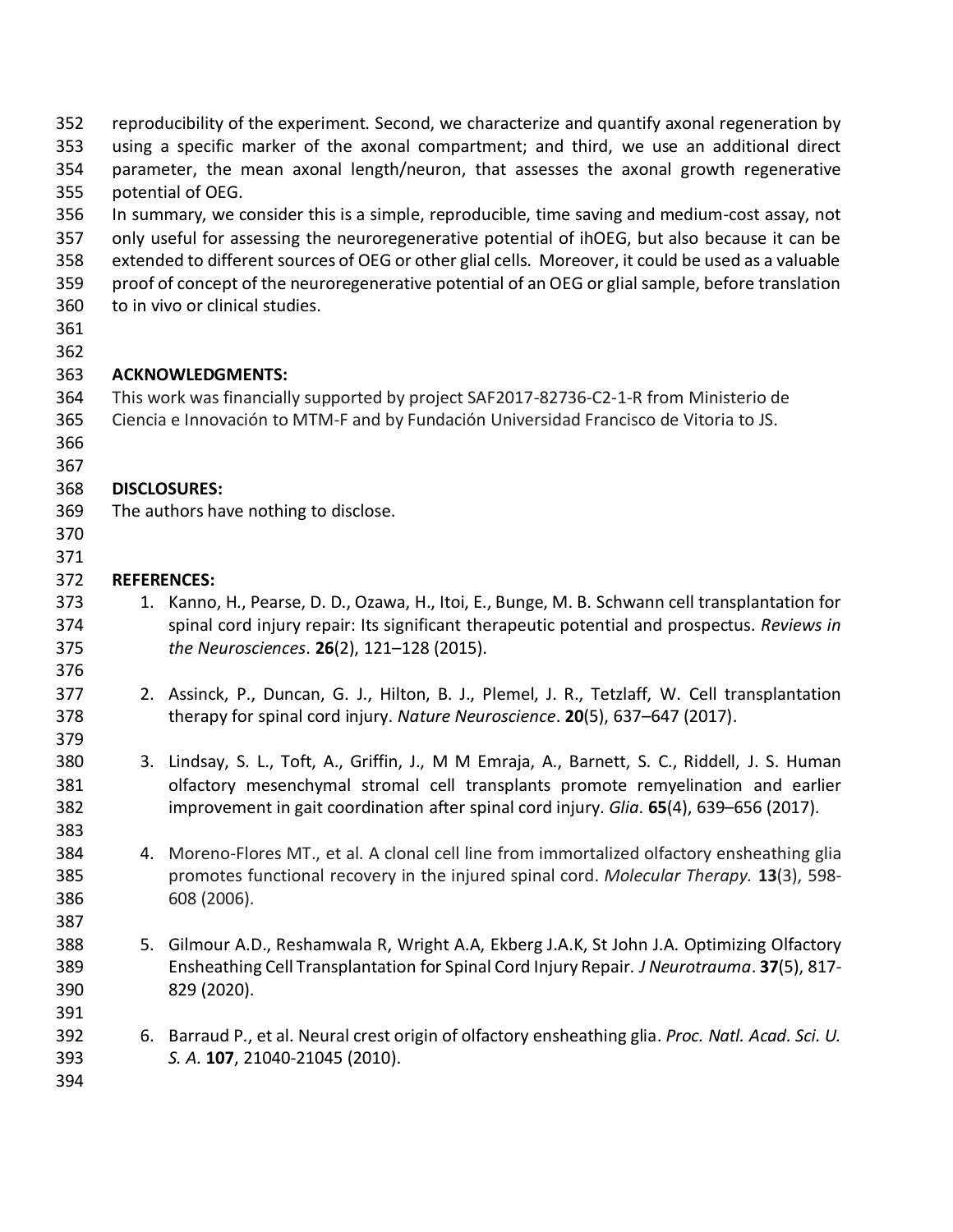reproducibility of the experiment. Second, we characterize and quantify axonal regeneration by using a specific marker of the axonal compartment; and third, we use an additional direct parameter, the mean axonal length/neuron, that assesses the axonal growth regenerative potential of OEG.

In summary, we consider this is a simple, reproducible, time saving and medium-cost assay, not only useful for assessing the neuroregenerative potential of ihOEG, but also because it can be extended to different sources of OEG or other glial cells. Moreover, it could be used as a valuable proof of concept of the neuroregenerative potential of an OEG or glial sample, before translation to in vivo or clinical studies.

## ACKNOWLEDGMENTS:

This work was financially supported by project SAF2017-82736-C2-1-R from Ministerio de Ciencia e Innovación to MTM-F and by Fundación Universidad Francisco de Vitoria to JS.

## DISCLOSURES:

The authors have nothing to disclose.

## REFERENCES:

1. Kanno, H., Pearse, D. D., Ozawa, H., Itoi, E., Bunge, M. B. Schwann cell transplantation for spinal cord injury repair: Its significant therapeutic potential and prospectus. *Reviews in the Neurosciences*. **26**(2), 121–128 (2015).

2. Assinck, P., Duncan, G. J., Hilton, B. J., Plemel, J. R., Tetzlaff, W. Cell transplantation therapy for spinal cord injury. *Nature Neuroscience*. **20**(5), 637–647 (2017).

3. Lindsay, S. L., Toft, A., Griffin, J., M M Emraja, A., Barnett, S. C., Riddell, J. S. Human olfactory mesenchymal stromal cell transplants promote remyelination and earlier improvement in gait coordination after spinal cord injury. *Glia*. **65**(4), 639–656 (2017).

4. Moreno-Flores MT., et al. A clonal cell line from immortalized olfactory ensheathing glia promotes functional recovery in the injured spinal cord. *Molecular Therapy.* **13**(3), 598-608 (2006).

5. Gilmour A.D., Reshamwala R, Wright A.A, Ekberg J.A.K, St John J.A. Optimizing Olfactory Ensheathing Cell Transplantation for Spinal Cord Injury Repair. *J Neurotrauma*. **37**(5), 817-829 (2020).

6. Barraud P., et al. Neural crest origin of olfactory ensheathing glia. *Proc. Natl. Acad. Sci. U. S. A.* **107**, 21040-21045 (2010).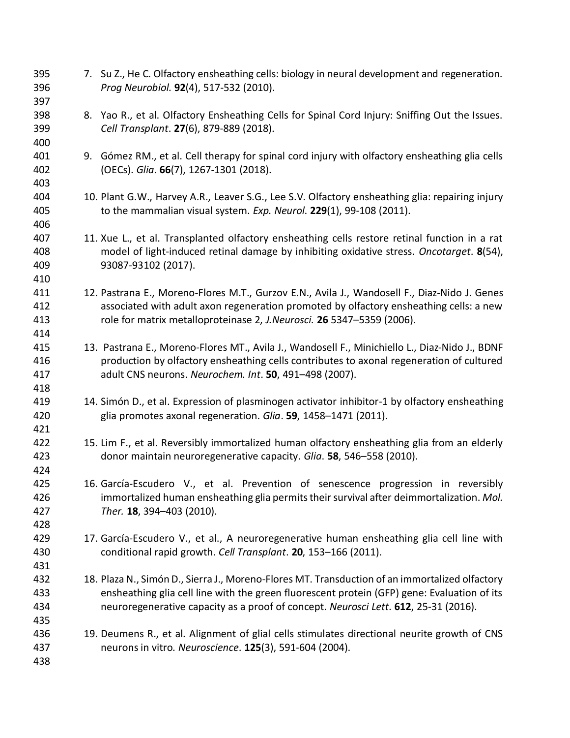7. Su Z., He C. Olfactory ensheathing cells: biology in neural development and regeneration. *Prog Neurobiol.* **92**(4), 517-532 (2010).

8. Yao R., et al. Olfactory Ensheathing Cells for Spinal Cord Injury: Sniffing Out the Issues. *Cell Transplant*. **27**(6), 879-889 (2018).

9. Gómez RM., et al. Cell therapy for spinal cord injury with olfactory ensheathing glia cells (OECs). *Glia*. **66**(7), 1267-1301 (2018).

10. Plant G.W., Harvey A.R., Leaver S.G., Lee S.V. Olfactory ensheathing glia: repairing injury to the mammalian visual system. *Exp. Neurol*. **229**(1), 99-108 (2011).

11. Xue L., et al. Transplanted olfactory ensheathing cells restore retinal function in a rat model of light-induced retinal damage by inhibiting oxidative stress. *Oncotarget*. **8**(54), 93087-93102 (2017).

12. Pastrana E., Moreno-Flores M.T., Gurzov E.N., Avila J., Wandosell F., Diaz-Nido J. Genes associated with adult axon regeneration promoted by olfactory ensheathing cells: a new role for matrix metalloproteinase 2, *J.Neurosci.* **26** 5347–5359 (2006).

13. Pastrana E., Moreno-Flores MT., Avila J., Wandosell F., Minichiello L., Diaz-Nido J., BDNF production by olfactory ensheathing cells contributes to axonal regeneration of cultured adult CNS neurons. *Neurochem. Int*. **50**, 491–498 (2007).

14. Simón D., et al. Expression of plasminogen activator inhibitor-1 by olfactory ensheathing glia promotes axonal regeneration. *Glia*. **59**, 1458–1471 (2011).

15. Lim F., et al. Reversibly immortalized human olfactory ensheathing glia from an elderly donor maintain neuroregenerative capacity. *Glia*. **58**, 546–558 (2010).

16. García-Escudero V., et al. Prevention of senescence progression in reversibly immortalized human ensheathing glia permits their survival after deimmortalization. *Mol. Ther.* **18**, 394–403 (2010).

17. García-Escudero V., et al., A neuroregenerative human ensheathing glia cell line with conditional rapid growth. *Cell Transplant*. **20**, 153–166 (2011).

18. Plaza N., Simón D., Sierra J., Moreno-Flores MT. Transduction of an immortalized olfactory ensheathing glia cell line with the green fluorescent protein (GFP) gene: Evaluation of its neuroregenerative capacity as a proof of concept. *Neurosci Lett*. **612**, 25-31 (2016).

19. Deumens R., et al. Alignment of glial cells stimulates directional neurite growth of CNS neurons in vitro. *Neuroscience*. **125**(3), 591-604 (2004).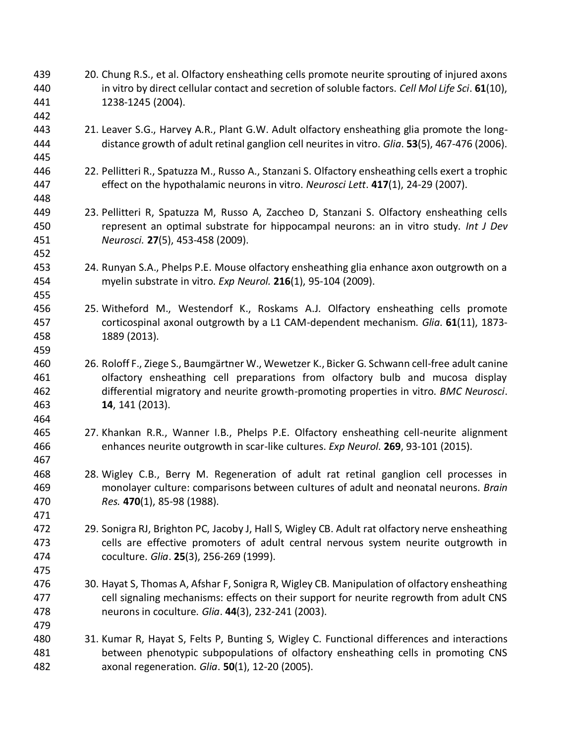20. Chung R.S., et al. Olfactory ensheathing cells promote neurite sprouting of injured axons in vitro by direct cellular contact and secretion of soluble factors. *Cell Mol Life Sci*. **61**(10), 1238-1245 (2004).

21. Leaver S.G., Harvey A.R., Plant G.W. Adult olfactory ensheathing glia promote the long-distance growth of adult retinal ganglion cell neurites in vitro. *Glia*. **53**(5), 467-476 (2006).

22. Pellitteri R., Spatuzza M., Russo A., Stanzani S. Olfactory ensheathing cells exert a trophic effect on the hypothalamic neurons in vitro. *Neurosci Lett*. **417**(1), 24-29 (2007).

23. Pellitteri R, Spatuzza M, Russo A, Zaccheo D, Stanzani S. Olfactory ensheathing cells represent an optimal substrate for hippocampal neurons: an in vitro study. *Int J Dev Neurosci.* **27**(5), 453-458 (2009).

24. Runyan S.A., Phelps P.E. Mouse olfactory ensheathing glia enhance axon outgrowth on a myelin substrate in vitro. *Exp Neurol.* **216**(1), 95-104 (2009).

25. Witheford M., Westendorf K., Roskams A.J. Olfactory ensheathing cells promote corticospinal axonal outgrowth by a L1 CAM-dependent mechanism. *Glia*. **61**(11), 1873-1889 (2013).

26. Roloff F., Ziege S., Baumgärtner W., Wewetzer K., Bicker G. Schwann cell-free adult canine olfactory ensheathing cell preparations from olfactory bulb and mucosa display differential migratory and neurite growth-promoting properties in vitro. *BMC Neurosci*. **14**, 141 (2013).

27. Khankan R.R., Wanner I.B., Phelps P.E. Olfactory ensheathing cell-neurite alignment enhances neurite outgrowth in scar-like cultures. *Exp Neurol*. **269**, 93-101 (2015).

28. Wigley C.B., Berry M. Regeneration of adult rat retinal ganglion cell processes in monolayer culture: comparisons between cultures of adult and neonatal neurons. *Brain Res.* **470**(1), 85-98 (1988).

29. Sonigra RJ, Brighton PC, Jacoby J, Hall S, Wigley CB. Adult rat olfactory nerve ensheathing cells are effective promoters of adult central nervous system neurite outgrowth in coculture. *Glia*. **25**(3), 256-269 (1999).

30. Hayat S, Thomas A, Afshar F, Sonigra R, Wigley CB. Manipulation of olfactory ensheathing cell signaling mechanisms: effects on their support for neurite regrowth from adult CNS neurons in coculture. *Glia*. **44**(3), 232-241 (2003).

31. Kumar R, Hayat S, Felts P, Bunting S, Wigley C. Functional differences and interactions between phenotypic subpopulations of olfactory ensheathing cells in promoting CNS axonal regeneration. *Glia*. **50**(1), 12-20 (2005).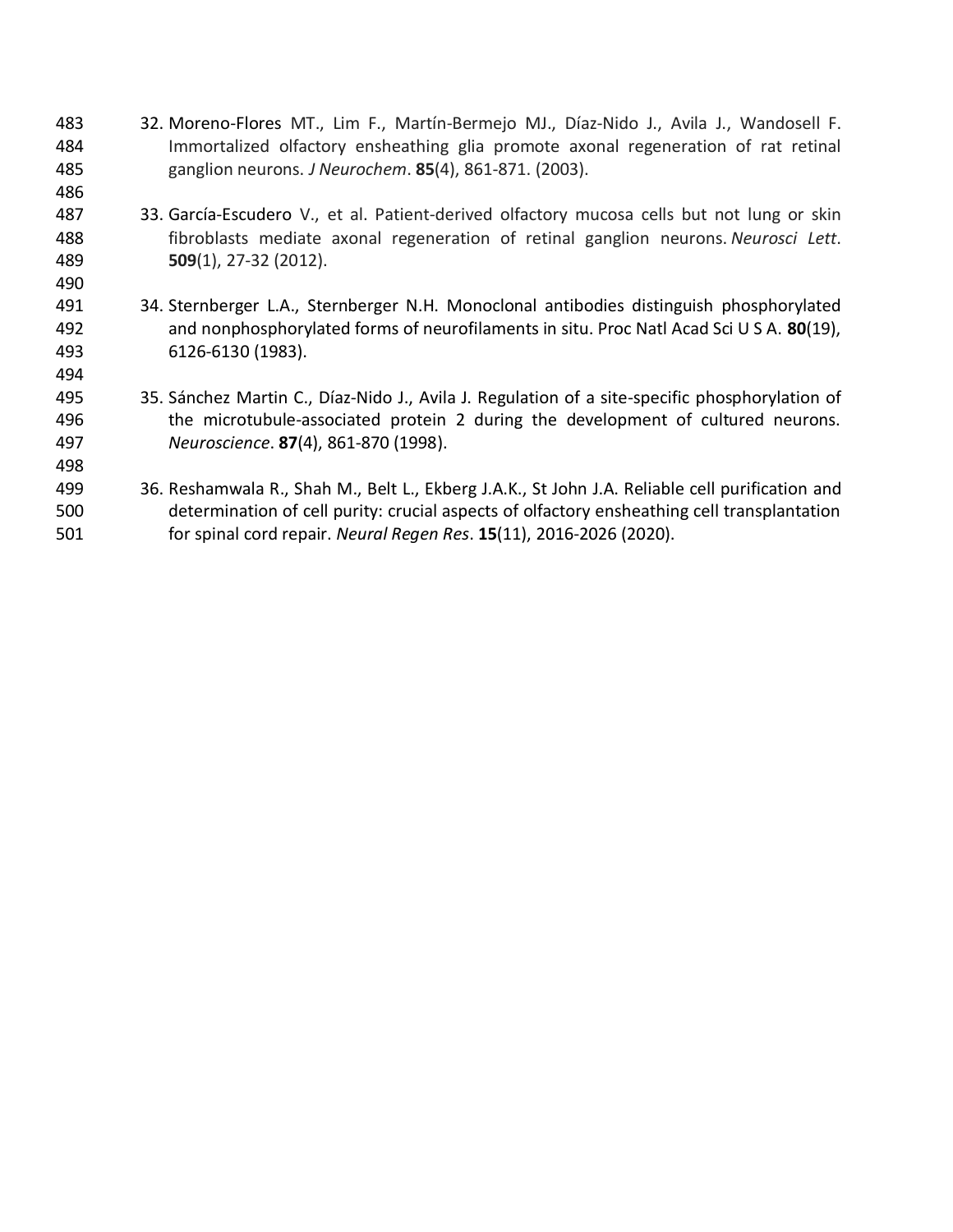32. Moreno-Flores MT., Lim F., Martín-Bermejo MJ., Díaz-Nido J., Avila J., Wandosell F. Immortalized olfactory ensheathing glia promote axonal regeneration of rat retinal ganglion neurons. *J Neurochem*. **85**(4), 861-871. (2003).

33. García-Escudero V., et al. Patient-derived olfactory mucosa cells but not lung or skin fibroblasts mediate axonal regeneration of retinal ganglion neurons. *Neurosci Lett*. **509**(1), 27-32 (2012).

34. Sternberger L.A., Sternberger N.H. Monoclonal antibodies distinguish phosphorylated and nonphosphorylated forms of neurofilaments in situ. Proc Natl Acad Sci U S A. **80**(19), 6126-6130 (1983).

35. Sánchez Martin C., Díaz-Nido J., Avila J. Regulation of a site-specific phosphorylation of the microtubule-associated protein 2 during the development of cultured neurons. *Neuroscience*. **87**(4), 861-870 (1998).

36. Reshamwala R., Shah M., Belt L., Ekberg J.A.K., St John J.A. Reliable cell purification and determination of cell purity: crucial aspects of olfactory ensheathing cell transplantation for spinal cord repair. *Neural Regen Res*. **15**(11), 2016-2026 (2020).